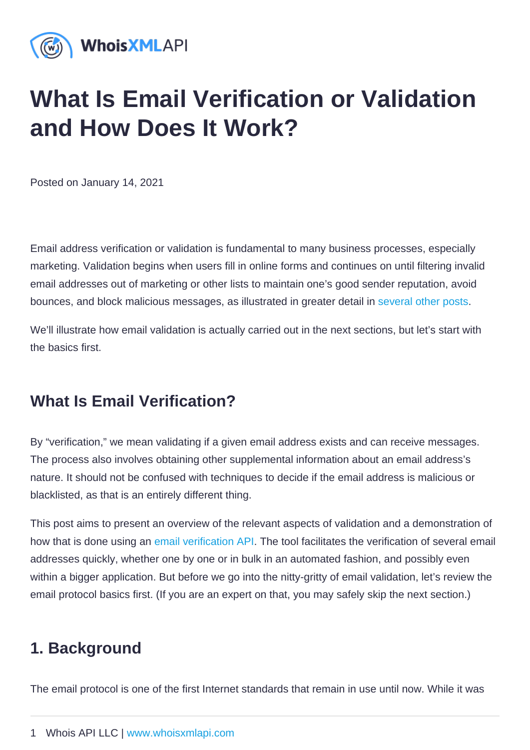# What Is Email Verification or Validation and How Does It Work?

Posted on January 14, 2021

Email address verification or validation is fundamental to many business processes, especially marketing. Validation begins when users fill in online forms and continues on until filtering invalid email addresses out of marketing or other lists to maintain one's good sender reputation, avoid bounces, and block malicious messages, as illustrated in greater detail in several other posts.

We'll illustrate how email validation is actually carried out in the next sections, but let's start with the basics first.

## What Is Email Verification?

By "verification," we mean validating if a given email address exists and can receive messages. The process also involves obtaining other supplemental information about an email address's nature. It should not be confused with techniques to decide if the email address is malicious or blacklisted, as that is an entirely different thing.

This post aims to present an overview of the relevant aspects of validation and a demonstration of how that is done using an email verification API. The tool facilitates the verification of several email addresses quickly, whether one by one or in bulk in an automated fashion, and possibly even within a bigger application. But before we go into the nitty-gritty of email validation, let's review the email protocol basics first. (If you are an expert on that, you may safely skip the next section.)

## 1. Background

The email protocol is one of the first Internet standards that remain in use until now. While it was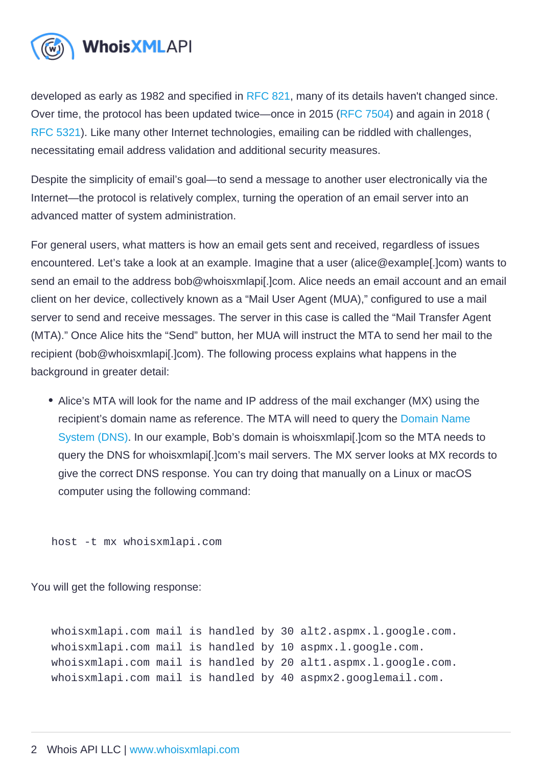developed as early as 1982 and specified in RFC 821, many of its details haven't changed since. Over time, the protocol has been updated twice—once in 2015 (RFC 7504) and again in 2018 (RFC 5321). Like many other Internet technologies, emailing can be riddled with challenges, necessitating email address validation and additional security measures.

Despite the simplicity of email's goal—to send a message to another user electronically via the Internet—the protocol is relatively complex, turning the operation of an email server into an advanced matter of system administration.

For general users, what matters is how an email gets sent and received, regardless of issues encountered. Let's take a look at an example. Imagine that a user (alice@example[.]com) wants to send an email to the address bob@whoisxmlapi[.]com. Alice needs an email account and an email client on her device, collectively known as a "Mail User Agent (MUA)," configured to use a mail server to send and receive messages. The server in this case is called the "Mail Transfer Agent (MTA)." Once Alice hits the "Send" button, her MUA will instruct the MTA to send her mail to the recipient (bob@whoisxmlapi[.]com). The following process explains what happens in the background in greater detail:

- Alice's MTA will look for the name and IP address of the mail exchanger (MX) using the recipient's domain name as reference. The MTA will need to query the Domain Name System (DNS). In our example, Bob's domain is whoisxmlapi[.]com so the MTA needs to query the DNS for whoisxmlapi[.]com's mail servers. The MX server looks at MX records to give the correct DNS response. You can try doing that manually on a Linux or macOS computer using the following command:

```
host -t mx whoisxmlapi.com
```

You will get the following response:

```
whoisxmlapi.com mail is handled by 30 alt2.aspmx.l.google.com.
whoisxmlapi.com mail is handled by 10 aspmx.l.google.com.
whoisxmlapi.com mail is handled by 20 alt1.aspmx.l.google.com.
whoisxmlapi.com mail is handled by 40 aspmx2.googlemail.com.
```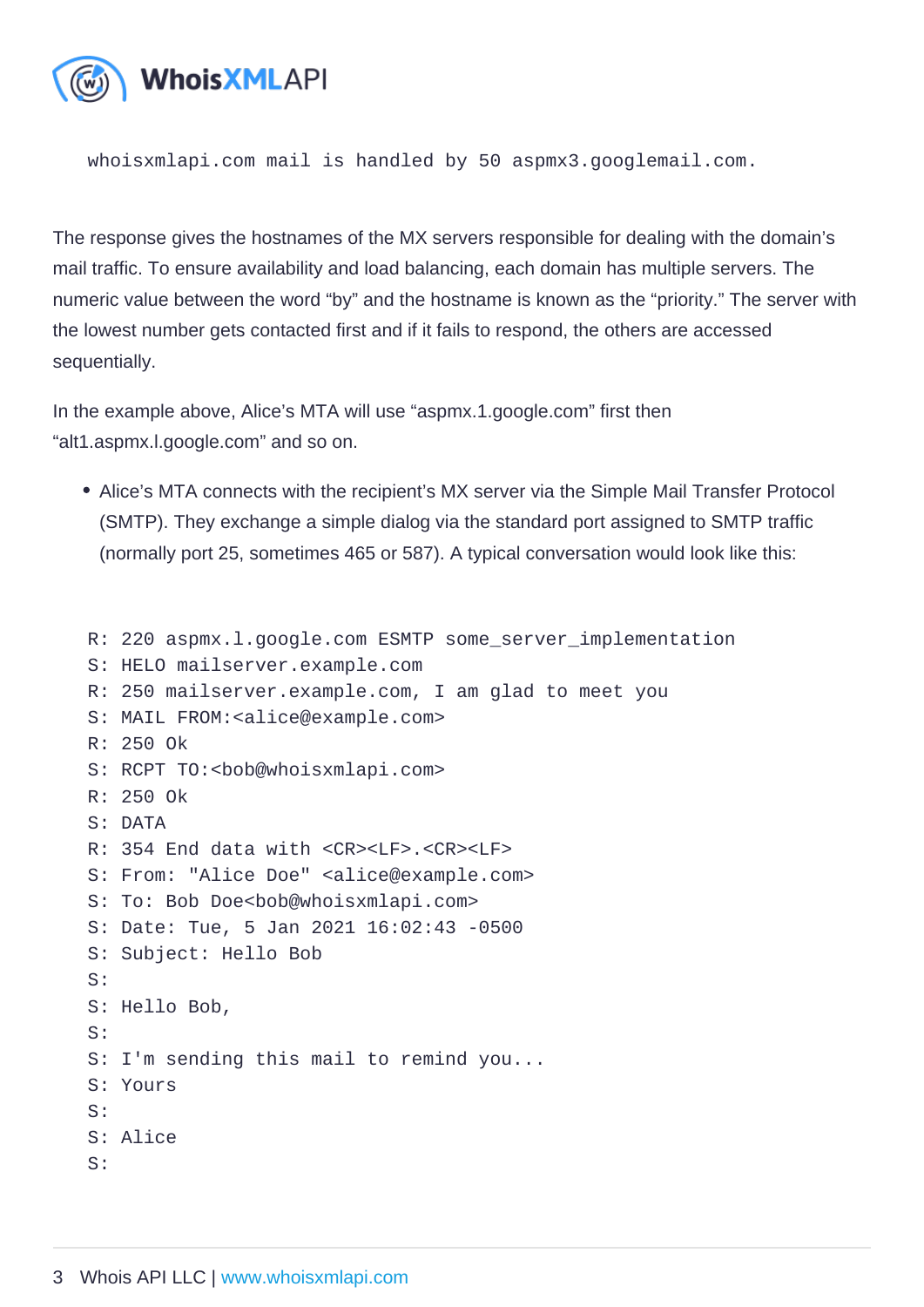```
whoisxmlapi.com mail is handled by 50 aspmx3.googlemail.com.
```

The response gives the hostnames of the MX servers responsible for dealing with the domain's mail traffic. To ensure availability and load balancing, each domain has multiple servers. The numeric value between the word "by" and the hostname is known as the "priority." The server with the lowest number gets contacted first and if it fails to respond, the others are accessed sequentially.

In the example above, Alice's MTA will use "aspmx.1.google.com" first then "alt1.aspmx.l.google.com" and so on.

- Alice's MTA connects with the recipient's MX server via the Simple Mail Transfer Protocol (SMTP). They exchange a simple dialog via the standard port assigned to SMTP traffic (normally port 25, sometimes 465 or 587). A typical conversation would look like this:

```
R: 220 aspmx.l.google.com ESMTP some_server_implementation
S: HELO mailserver.example.com
R: 250 mailserver.example.com, I am glad to meet you
S: MAIL FROM:<alice@example.com>
R: 250 Ok
S: RCPT TO:<bob@whoisxmlapi.com>
R: 250 Ok
S: DATA
R: 354 End data with <CR><LF>.<CR><LF>
S: From: "Alice Doe" <alice@example.com>
S: To: Bob Doe<bob@whoisxmlapi.com>
S: Date: Tue, 5 Jan 2021 16:02:43 -0500
S: Subject: Hello Bob
S:
S: Hello Bob,
S:
S: I'm sending this mail to remind you...
S: Yours
S:
S: Alice
S:
```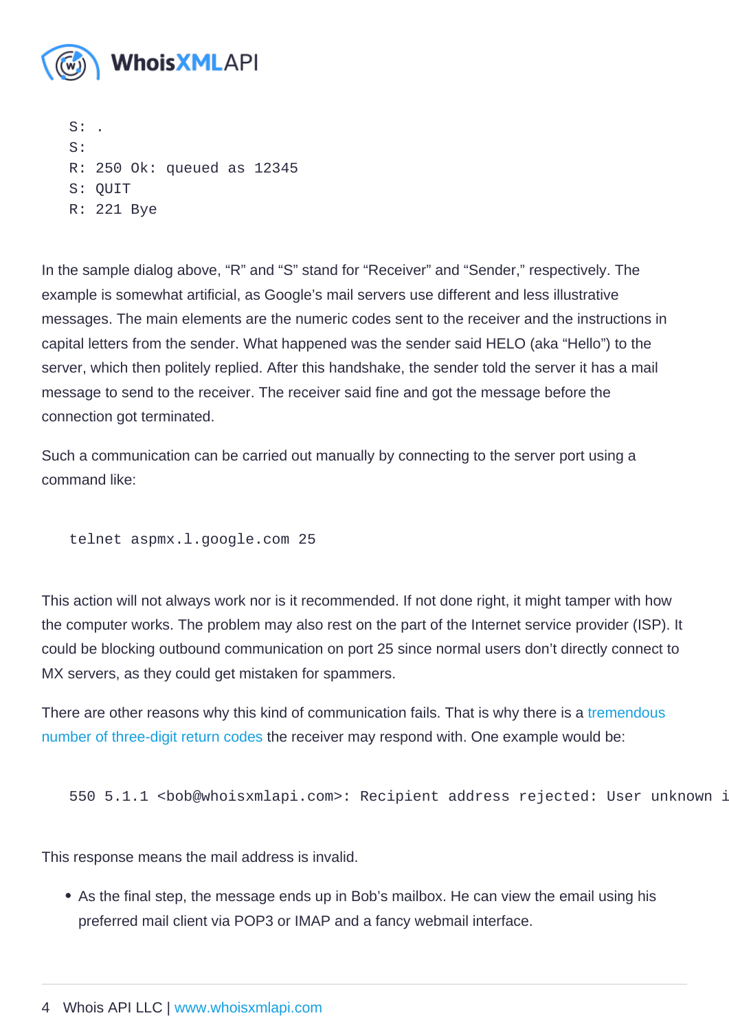```
S: .
S:
R: 250 Ok: queued as 12345
S: QUIT
R: 221 Bye
```

In the sample dialog above, “R” and “S” stand for “Receiver” and “Sender,” respectively. The example is somewhat artificial, as Google’s mail servers use different and less illustrative messages. The main elements are the numeric codes sent to the receiver and the instructions in capital letters from the sender. What happened was the sender said HELO (aka “Hello”) to the server, which then politely replied. After this handshake, the sender told the server it has a mail message to send to the receiver. The receiver said fine and got the message before the connection got terminated.

Such a communication can be carried out manually by connecting to the server port using a command like:

```
telnet aspmx.l.google.com 25
```

This action will not always work nor is it recommended. If not done right, it might tamper with how the computer works. The problem may also rest on the part of the Internet service provider (ISP). It could be blocking outbound communication on port 25 since normal users don’t directly connect to MX servers, as they could get mistaken for spammers.

There are other reasons why this kind of communication fails. That is why there is a tremendous number of three-digit return codes the receiver may respond with. One example would be:

```
550 5.1.1 <bob@whoisxmlapi.com>: Recipient address rejected: User unknown i
```

This response means the mail address is invalid.

- As the final step, the message ends up in Bob’s mailbox. He can view the email using his preferred mail client via POP3 or IMAP and a fancy webmail interface.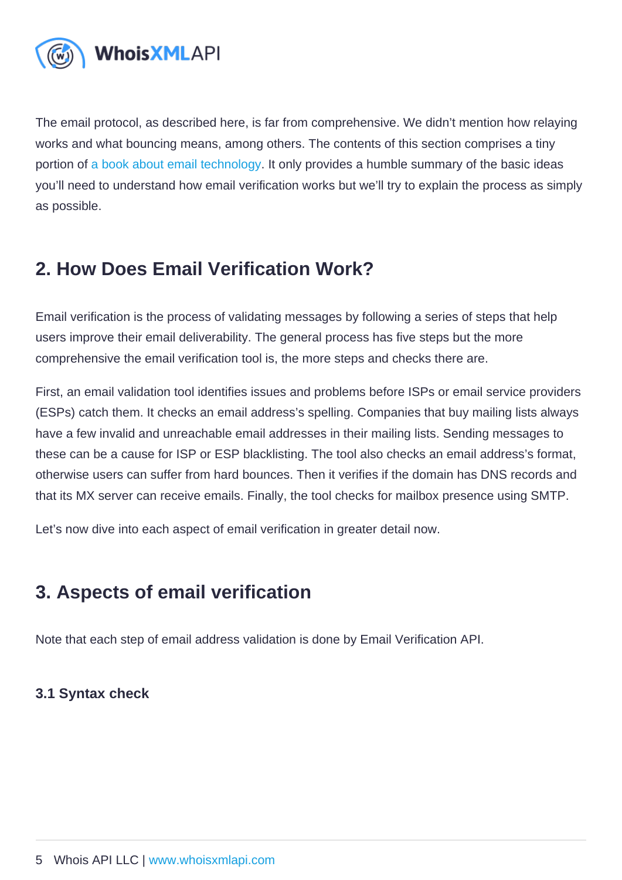The email protocol, as described here, is far from comprehensive. We didn't mention how relaying works and what bouncing means, among others. The contents of this section comprises a tiny portion of a book about email technology. It only provides a humble summary of the basic ideas you'll need to understand how email verification works but we'll try to explain the process as simply as possible.

## 2. How Does Email Verification Work?

Email verification is the process of validating messages by following a series of steps that help users improve their email deliverability. The general process has five steps but the more comprehensive the email verification tool is, the more steps and checks there are.

First, an email validation tool identifies issues and problems before ISPs or email service providers (ESPs) catch them. It checks an email address's spelling. Companies that buy mailing lists always have a few invalid and unreachable email addresses in their mailing lists. Sending messages to these can be a cause for ISP or ESP blacklisting. The tool also checks an email address's format, otherwise users can suffer from hard bounces. Then it verifies if the domain has DNS records and that its MX server can receive emails. Finally, the tool checks for mailbox presence using SMTP.

Let's now dive into each aspect of email verification in greater detail now.

## 3. Aspects of email verification

Note that each step of email address validation is done by Email Verification API.

### 3.1 Syntax check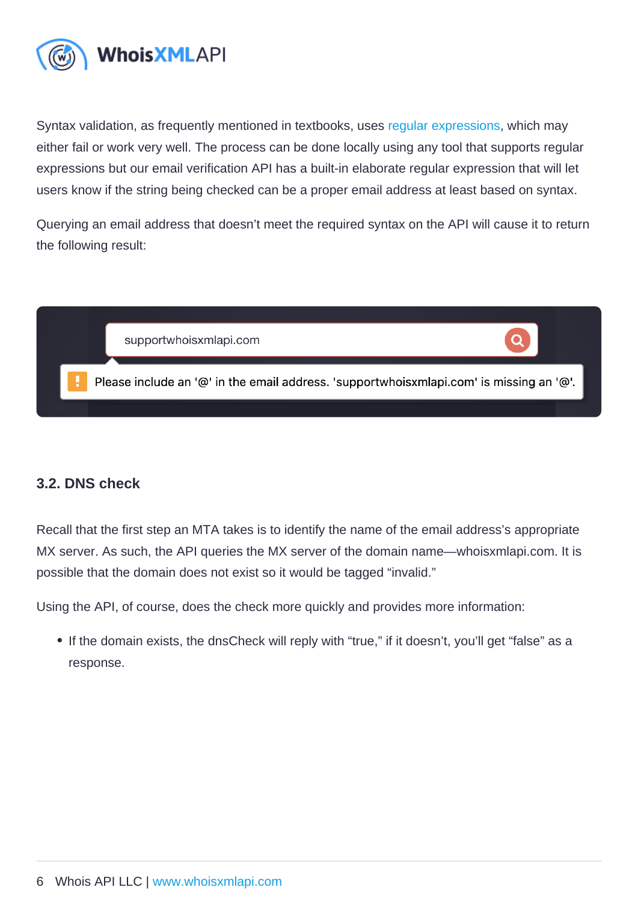Syntax validation, as frequently mentioned in textbooks, uses regular expressions, which may either fail or work very well. The process can be done locally using any tool that supports regular expressions but our email verification API has a built-in elaborate regular expression that will let users know if the string being checked can be a proper email address at least based on syntax.

Querying an email address that doesn't meet the required syntax on the API will cause it to return the following result:

supportwhoisxmlapi.com

Please include an '@' in the email address. 'supportwhoisxmlapi.com' is missing an '@'.

### 3.2. DNS check

Recall that the first step an MTA takes is to identify the name of the email address's appropriate MX server. As such, the API queries the MX server of the domain name—whoisxmlapi.com. It is possible that the domain does not exist so it would be tagged "invalid."

Using the API, of course, does the check more quickly and provides more information:

- If the domain exists, the dnsCheck will reply with "true," if it doesn't, you'll get "false" as a response.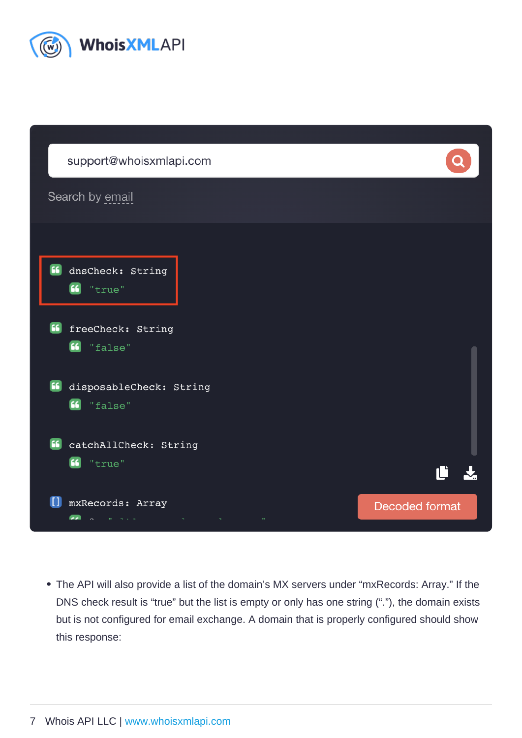support@whoisxmlapi.com

Search by email

```
dnsCheck: String
  "true"

freeCheck: String
  "false"

disposableCheck: String
  "false"

catchAllCheck: String
  "true"

mxRecords: Array
```

Decoded format

- The API will also provide a list of the domain's MX servers under "mxRecords: Array." If the DNS check result is "true" but the list is empty or only has one string ("."), the domain exists but is not configured for email exchange. A domain that is properly configured should show this response: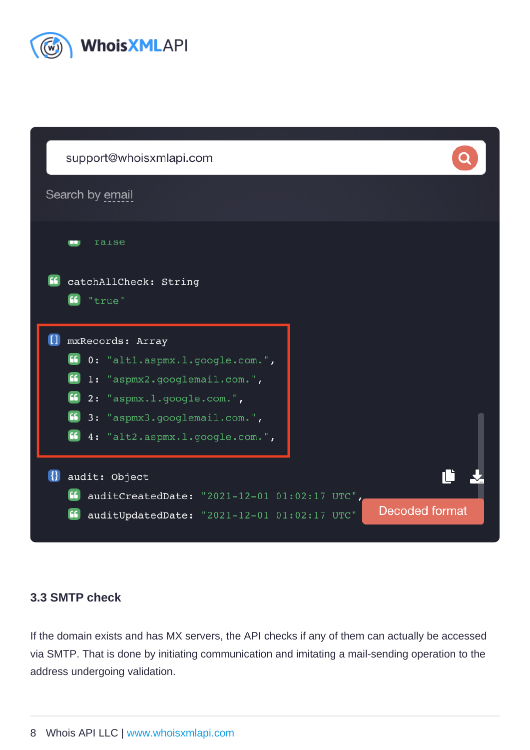```
support@whoisxmlapi.com

Search by email

false

catchAllCheck: String
  "true"

mxRecords: Array
  0: "alt1.aspmx.l.google.com.",
  1: "aspmx2.googlemail.com.",
  2: "aspmx.l.google.com.",
  3: "aspmx3.googlemail.com.",
  4: "alt2.aspmx.l.google.com.",

audit: Object
  auditCreatedDate: "2021-12-01 01:02:17 UTC",
  auditUpdatedDate: "2021-12-01 01:02:17 UTC"

Decoded format
```

### 3.3 SMTP check

If the domain exists and has MX servers, the API checks if any of them can actually be accessed via SMTP. That is done by initiating communication and imitating a mail-sending operation to the address undergoing validation.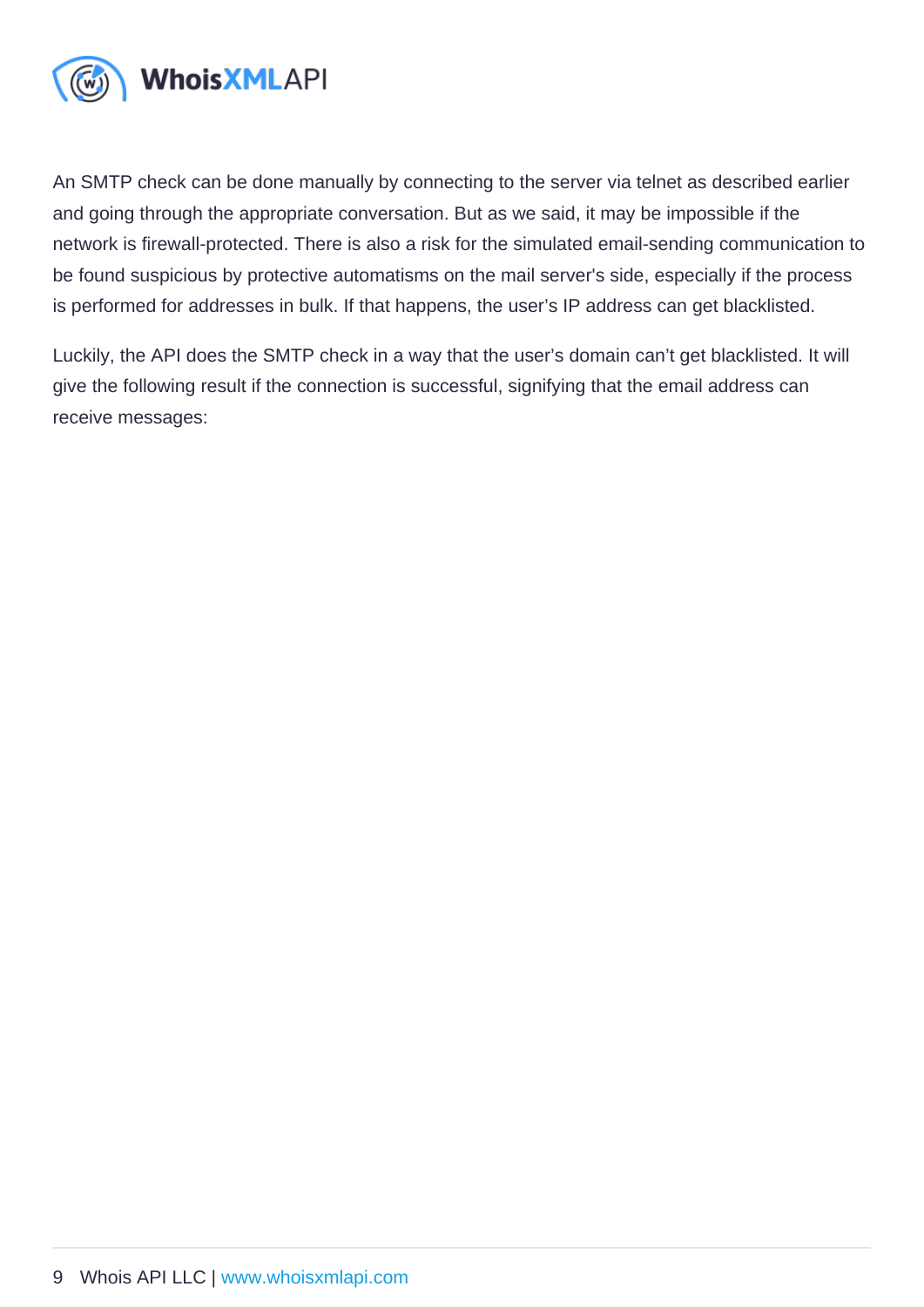An SMTP check can be done manually by connecting to the server via telnet as described earlier and going through the appropriate conversation. But as we said, it may be impossible if the network is firewall-protected. There is also a risk for the simulated email-sending communication to be found suspicious by protective automatisms on the mail server's side, especially if the process is performed for addresses in bulk. If that happens, the user's IP address can get blacklisted.

Luckily, the API does the SMTP check in a way that the user's domain can't get blacklisted. It will give the following result if the connection is successful, signifying that the email address can receive messages: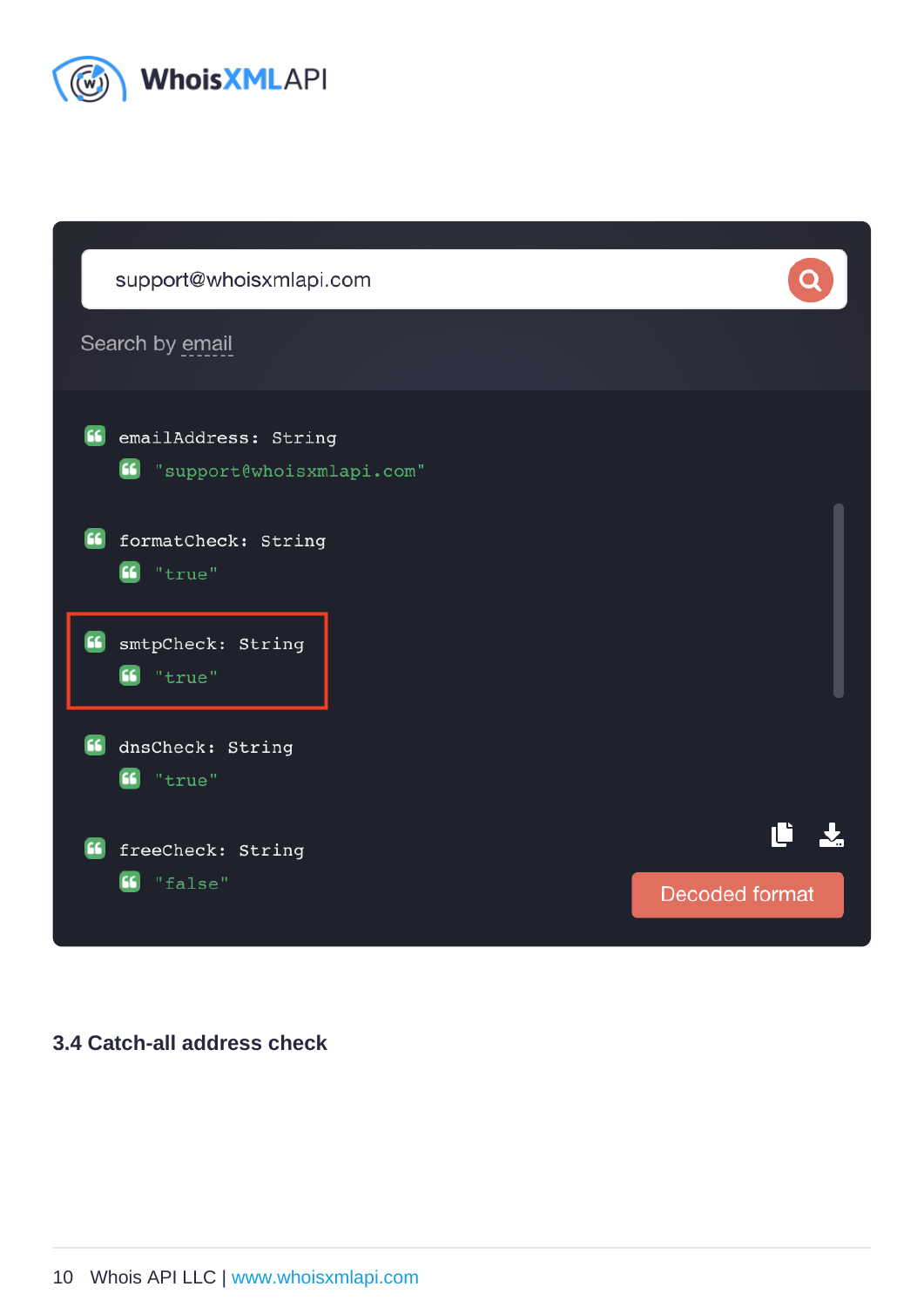support@whoisxmlapi.com

Search by email

```
emailAddress: String
    "support@whoisxmlapi.com"

formatCheck: String
    "true"

smtpCheck: String
    "true"

dnsCheck: String
    "true"

freeCheck: String
    "false"
```

Decoded format

### 3.4 Catch-all address check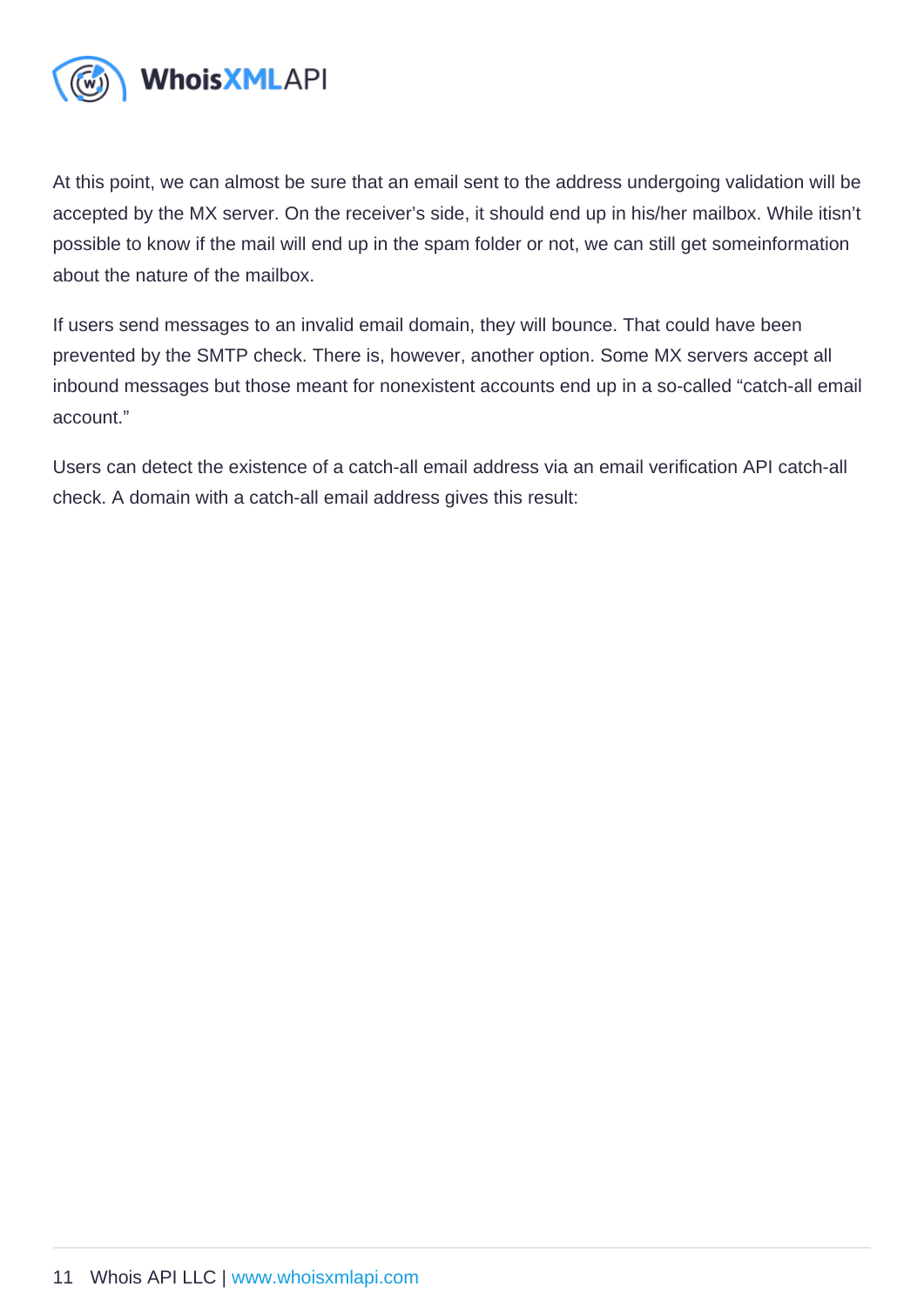At this point, we can almost be sure that an email sent to the address undergoing validation will be accepted by the MX server. On the receiver's side, it should end up in his/her mailbox. While itisn't possible to know if the mail will end up in the spam folder or not, we can still get someinformation about the nature of the mailbox.

If users send messages to an invalid email domain, they will bounce. That could have been prevented by the SMTP check. There is, however, another option. Some MX servers accept all inbound messages but those meant for nonexistent accounts end up in a so-called "catch-all email account."

Users can detect the existence of a catch-all email address via an email verification API catch-all check. A domain with a catch-all email address gives this result: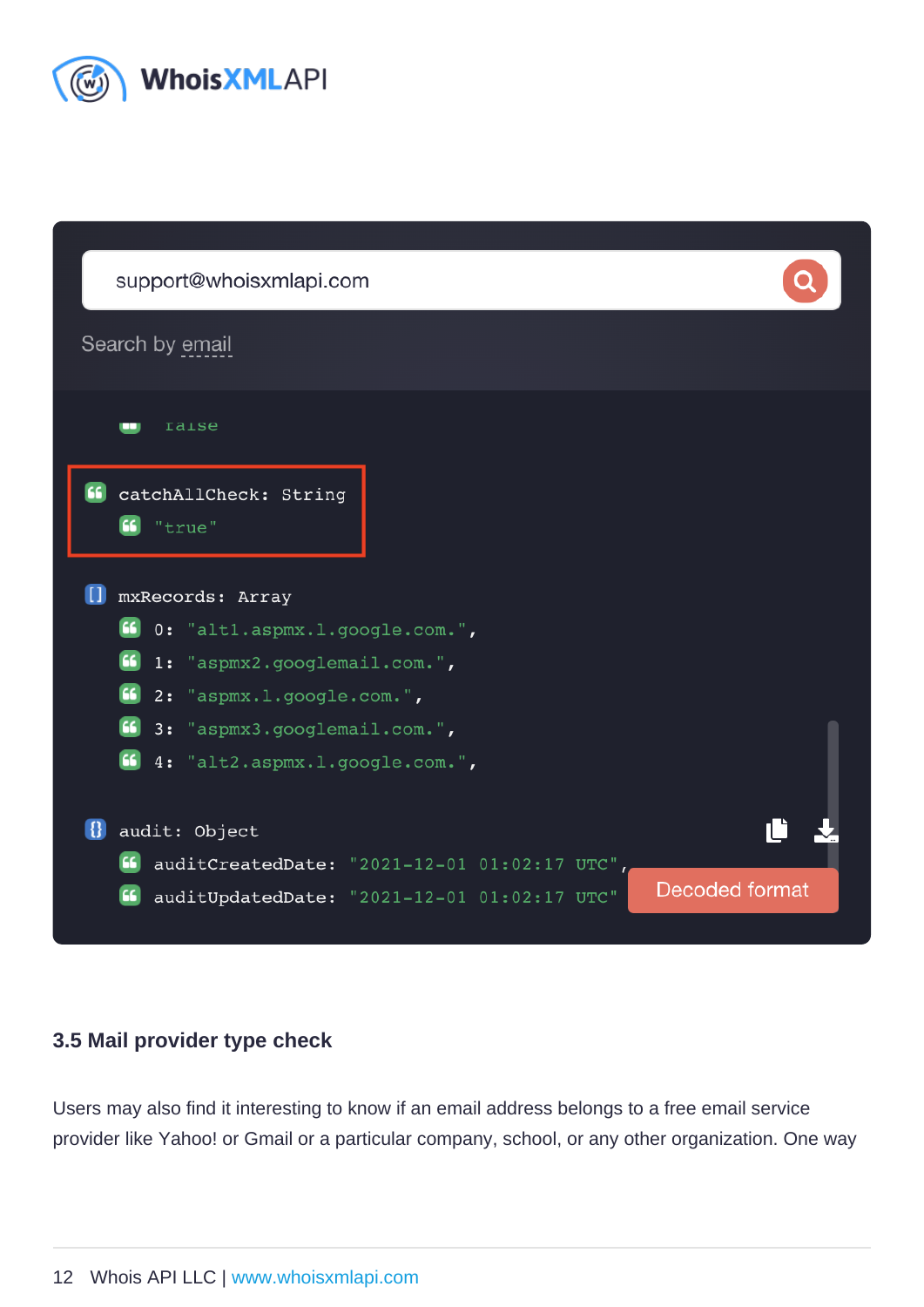support@whoisxmlapi.com

Search by email

```
false

catchAllCheck: String
  "true"

mxRecords: Array
  0: "alt1.aspmx.l.google.com.",
  1: "aspmx2.googlemail.com.",
  2: "aspmx.l.google.com.",
  3: "aspmx3.googlemail.com.",
  4: "alt2.aspmx.l.google.com.",

audit: Object
  auditCreatedDate: "2021-12-01 01:02:17 UTC",
  auditUpdatedDate: "2021-12-01 01:02:17 UTC"
```

Decoded format

### 3.5 Mail provider type check

Users may also find it interesting to know if an email address belongs to a free email service provider like Yahoo! or Gmail or a particular company, school, or any other organization. One way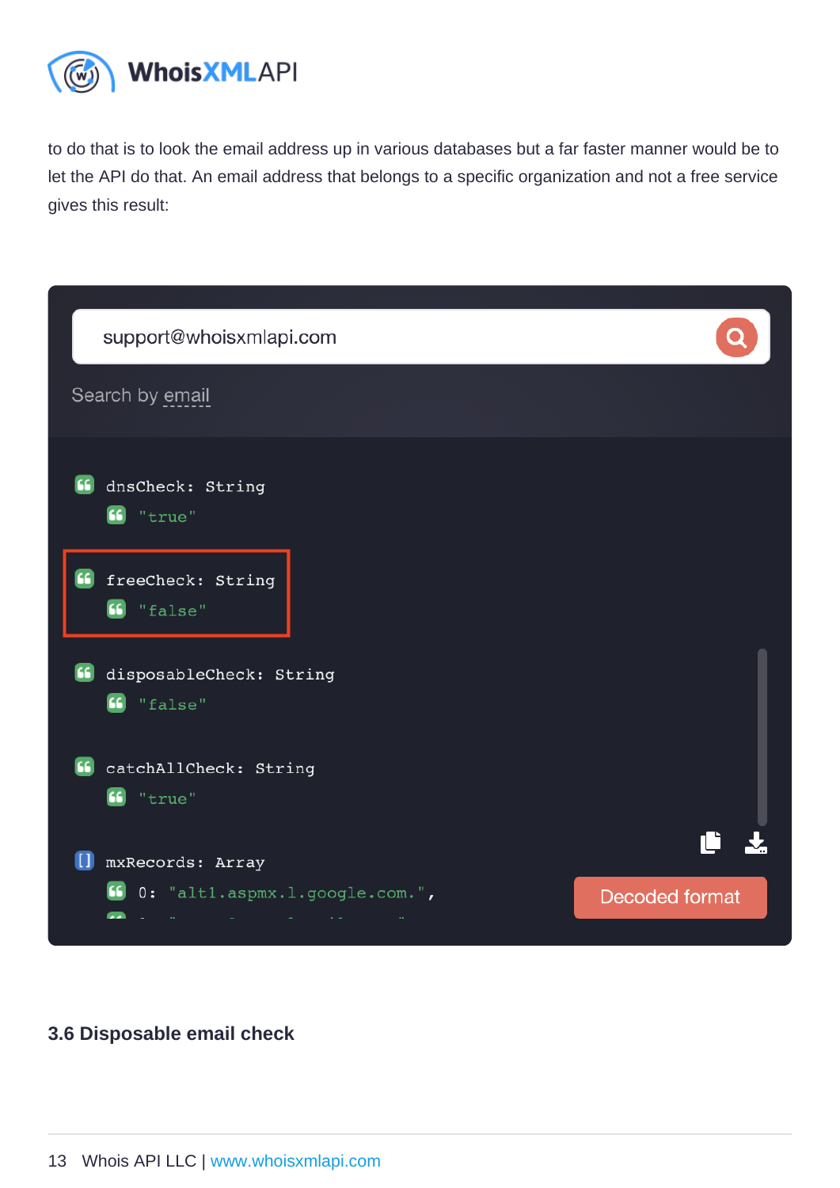to do that is to look the email address up in various databases but a far faster manner would be to let the API do that. An email address that belongs to a specific organization and not a free service gives this result:

```
support@whoisxmlapi.com

Search by email

dnsCheck: String
    "true"

freeCheck: String
    "false"

disposableCheck: String
    "false"

catchAllCheck: String
    "true"

mxRecords: Array
    0: "alt1.aspmx.l.google.com.",

Decoded format
```

### 3.6 Disposable email check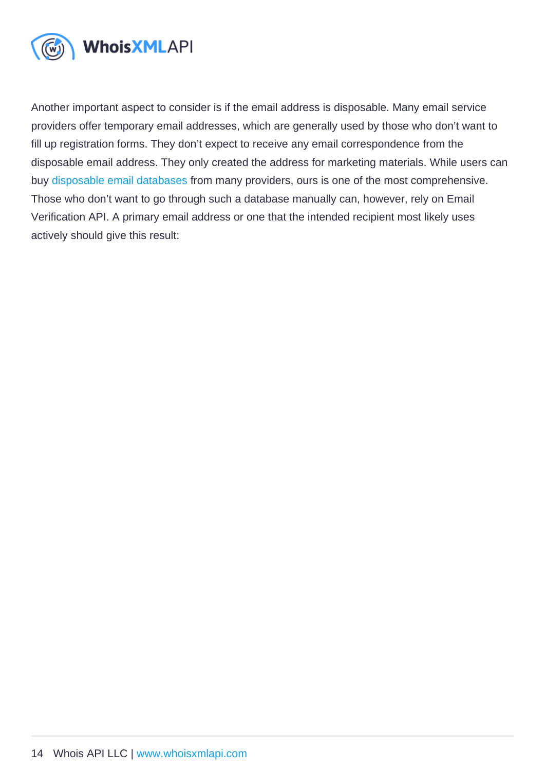Another important aspect to consider is if the email address is disposable. Many email service providers offer temporary email addresses, which are generally used by those who don't want to fill up registration forms. They don't expect to receive any email correspondence from the disposable email address. They only created the address for marketing materials. While users can buy disposable email databases from many providers, ours is one of the most comprehensive. Those who don't want to go through such a database manually can, however, rely on Email Verification API. A primary email address or one that the intended recipient most likely uses actively should give this result: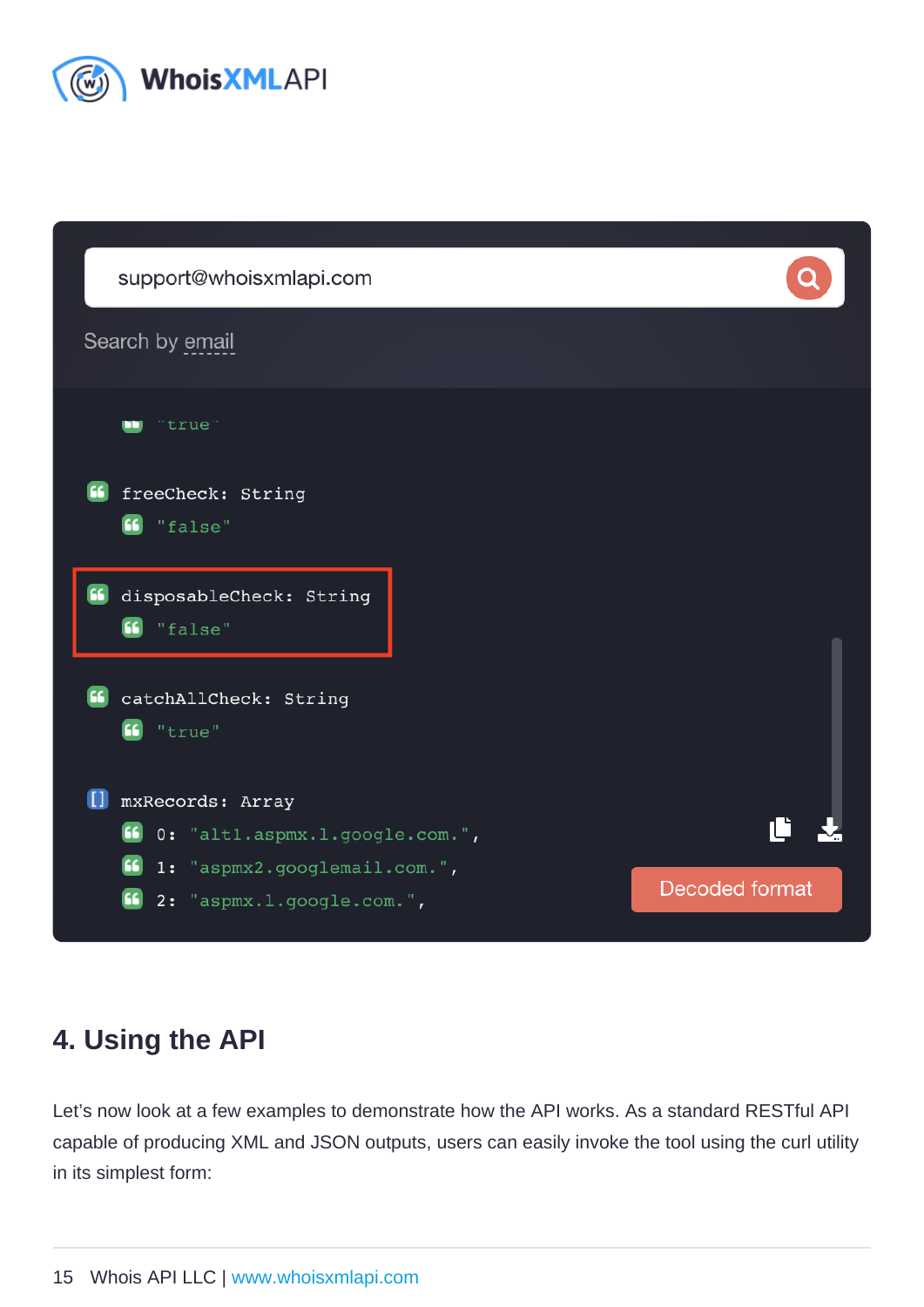support@whoisxmlapi.com

Search by email

```
"true"

freeCheck: String
  "false"

disposableCheck: String
  "false"

catchAllCheck: String
  "true"

mxRecords: Array
  0: "alt1.aspmx.l.google.com.",
  1: "aspmx2.googlemail.com.",
  2: "aspmx.l.google.com.",
```

Decoded format

## 4. Using the API

Let's now look at a few examples to demonstrate how the API works. As a standard RESTful API capable of producing XML and JSON outputs, users can easily invoke the tool using the curl utility in its simplest form: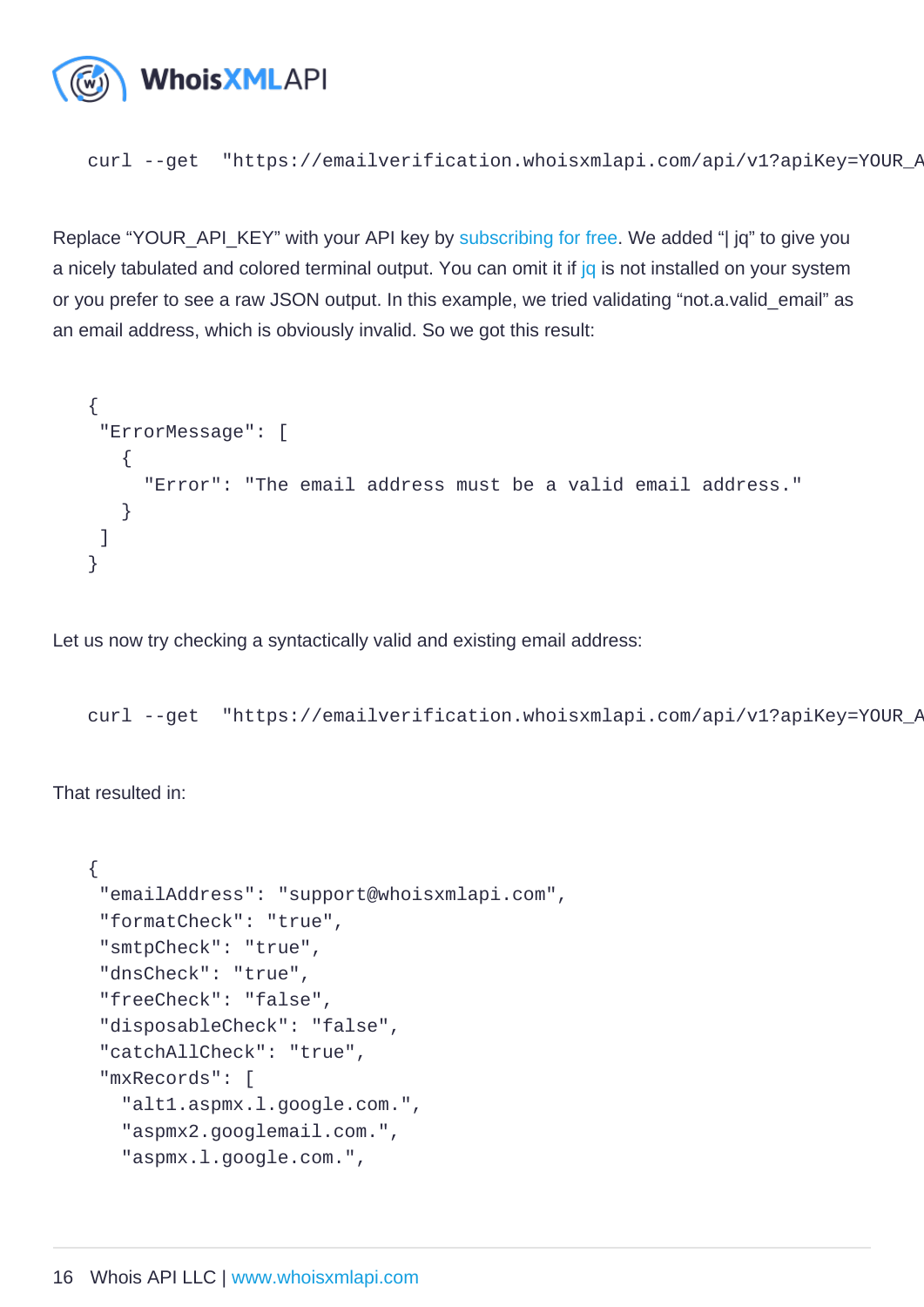```
curl --get  "https://emailverification.whoisxmlapi.com/api/v1?apiKey=YOUR_A
```

Replace “YOUR_API_KEY” with your API key by subscribing for free. We added “| jq” to give you a nicely tabulated and colored terminal output. You can omit it if jq is not installed on your system or you prefer to see a raw JSON output. In this example, we tried validating “not.a.valid_email” as an email address, which is obviously invalid. So we got this result:

```
{
 "ErrorMessage": [
   {
     "Error": "The email address must be a valid email address."
   }
 ]
}
```

Let us now try checking a syntactically valid and existing email address:

```
curl --get  "https://emailverification.whoisxmlapi.com/api/v1?apiKey=YOUR_A
```

That resulted in:

```
{
 "emailAddress": "support@whoisxmlapi.com",
 "formatCheck": "true",
 "smtpCheck": "true",
 "dnsCheck": "true",
 "freeCheck": "false",
 "disposableCheck": "false",
 "catchAllCheck": "true",
 "mxRecords": [
   "alt1.aspmx.l.google.com.",
   "aspmx2.googlemail.com.",
   "aspmx.l.google.com.",
```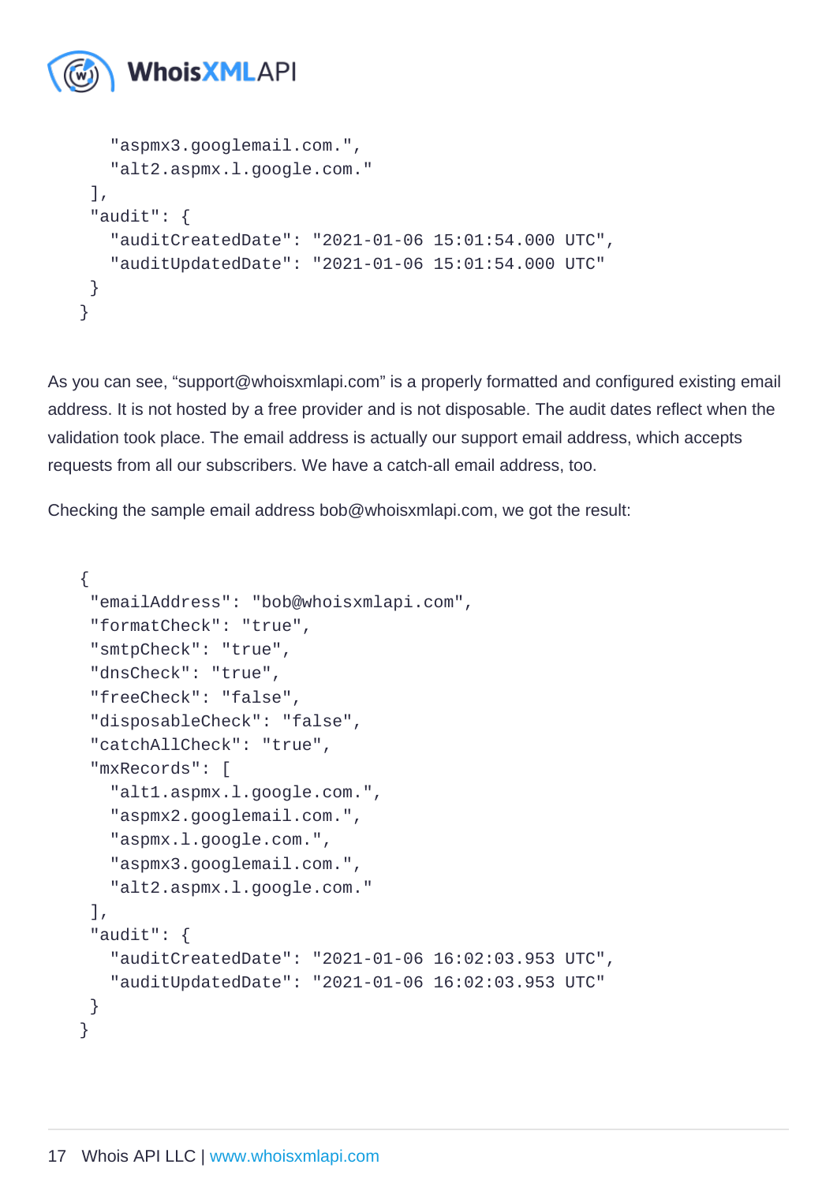```
    "aspmx3.googlemail.com.",
    "alt2.aspmx.l.google.com."
  ],
  "audit": {
    "auditCreatedDate": "2021-01-06 15:01:54.000 UTC",
    "auditUpdatedDate": "2021-01-06 15:01:54.000 UTC"
  }
}
```

As you can see, “support@whoisxmlapi.com” is a properly formatted and configured existing email address. It is not hosted by a free provider and is not disposable. The audit dates reflect when the validation took place. The email address is actually our support email address, which accepts requests from all our subscribers. We have a catch-all email address, too.

Checking the sample email address bob@whoisxmlapi.com, we got the result:

```
{
  "emailAddress": "bob@whoisxmlapi.com",
  "formatCheck": "true",
  "smtpCheck": "true",
  "dnsCheck": "true",
  "freeCheck": "false",
  "disposableCheck": "false",
  "catchAllCheck": "true",
  "mxRecords": [
    "alt1.aspmx.l.google.com.",
    "aspmx2.googlemail.com.",
    "aspmx.l.google.com.",
    "aspmx3.googlemail.com.",
    "alt2.aspmx.l.google.com."
  ],
  "audit": {
    "auditCreatedDate": "2021-01-06 16:02:03.953 UTC",
    "auditUpdatedDate": "2021-01-06 16:02:03.953 UTC"
  }
}
```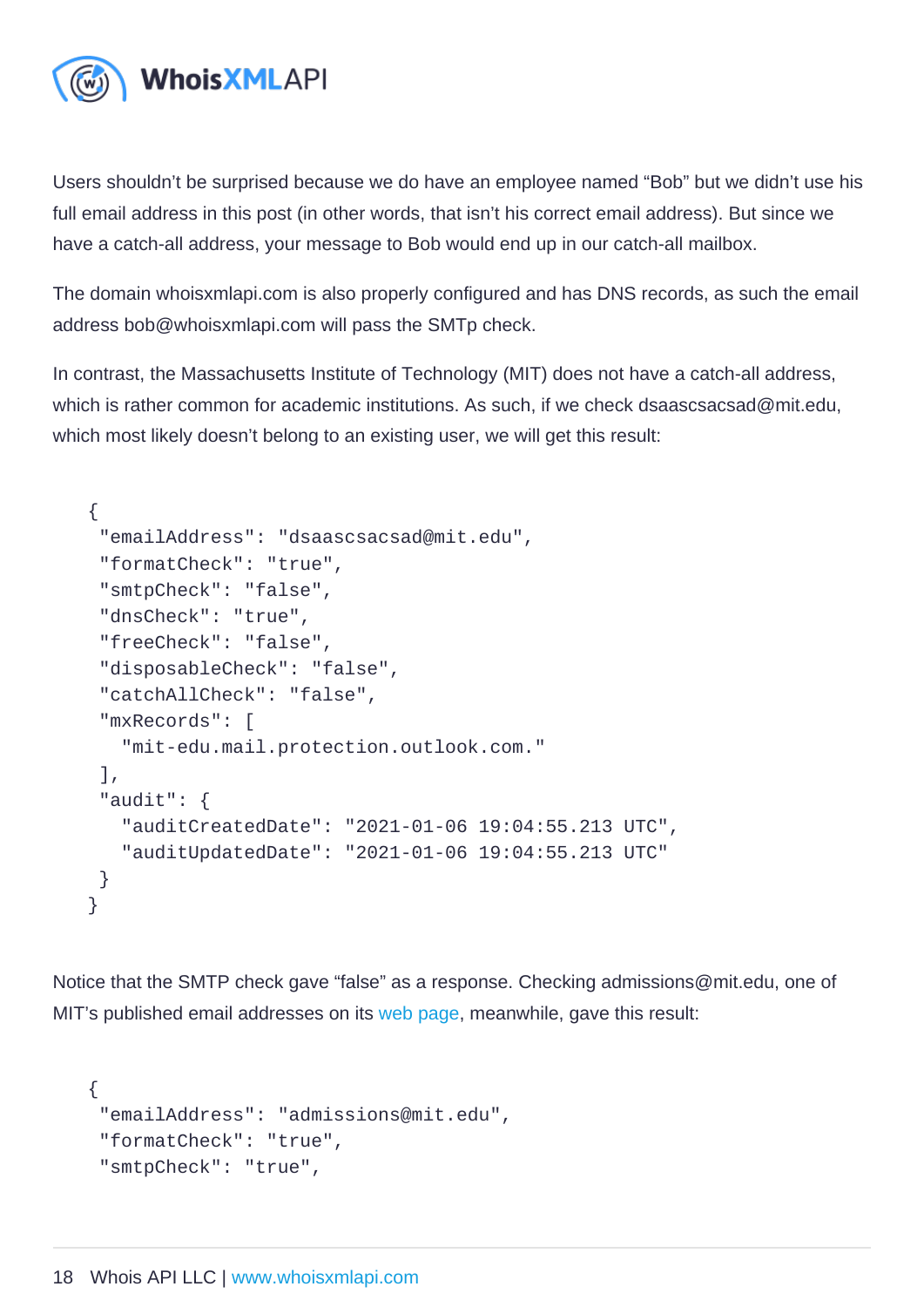Users shouldn't be surprised because we do have an employee named “Bob” but we didn't use his full email address in this post (in other words, that isn't his correct email address). But since we have a catch-all address, your message to Bob would end up in our catch-all mailbox.

The domain whoisxmlapi.com is also properly configured and has DNS records, as such the email address bob@whoisxmlapi.com will pass the SMTp check.

In contrast, the Massachusetts Institute of Technology (MIT) does not have a catch-all address, which is rather common for academic institutions. As such, if we check dsaascsacsad@mit.edu, which most likely doesn't belong to an existing user, we will get this result:

```
{
 "emailAddress": "dsaascsacsad@mit.edu",
 "formatCheck": "true",
 "smtpCheck": "false",
 "dnsCheck": "true",
 "freeCheck": "false",
 "disposableCheck": "false",
 "catchAllCheck": "false",
 "mxRecords": [
   "mit-edu.mail.protection.outlook.com."
 ],
 "audit": {
   "auditCreatedDate": "2021-01-06 19:04:55.213 UTC",
   "auditUpdatedDate": "2021-01-06 19:04:55.213 UTC"
 }
}
```

Notice that the SMTP check gave “false” as a response. Checking admissions@mit.edu, one of MIT's published email addresses on its web page, meanwhile, gave this result:

```
{
 "emailAddress": "admissions@mit.edu",
 "formatCheck": "true",
 "smtpCheck": "true",
```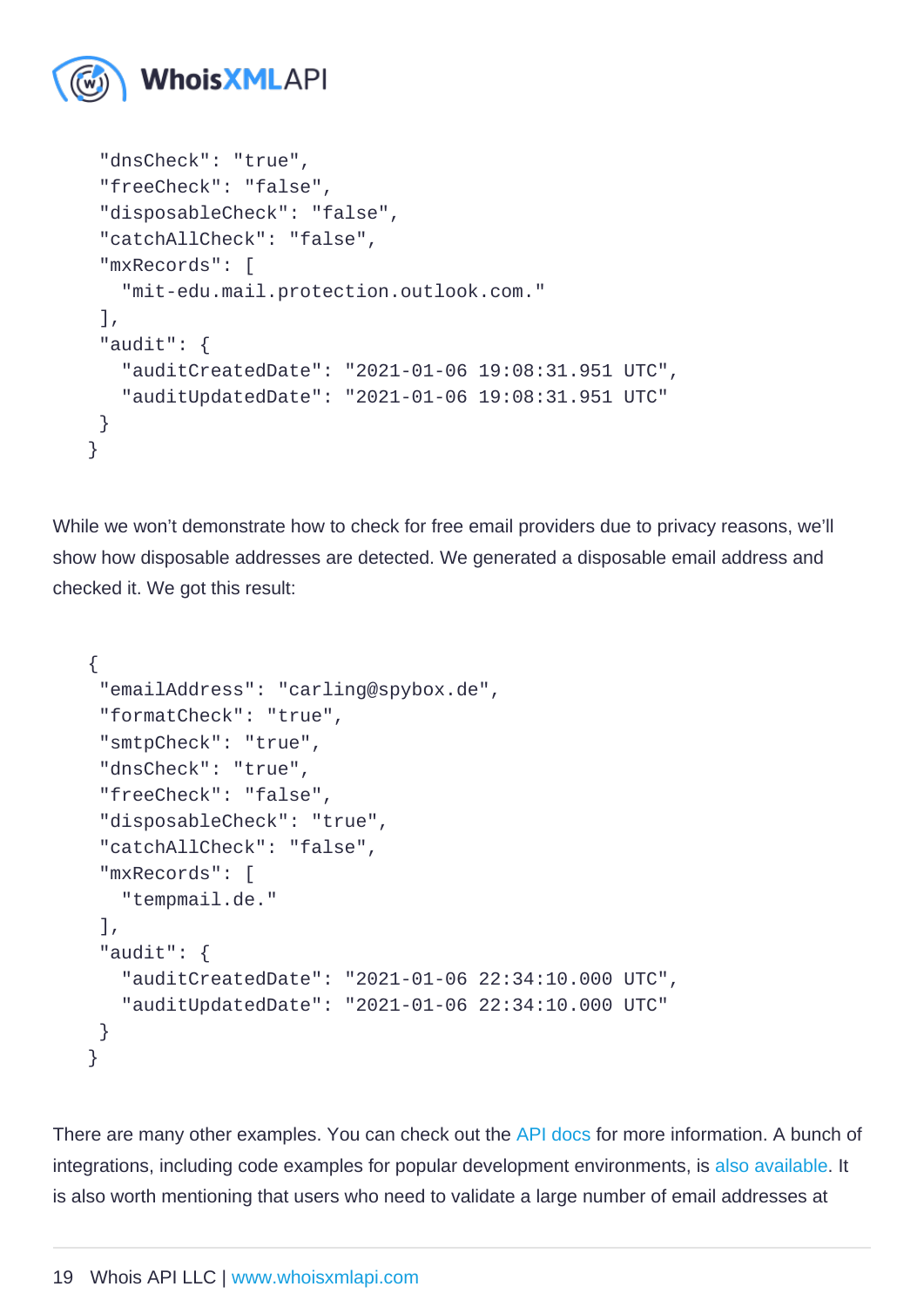```
  "dnsCheck": "true",
  "freeCheck": "false",
  "disposableCheck": "false",
  "catchAllCheck": "false",
  "mxRecords": [
    "mit-edu.mail.protection.outlook.com."
  ],
  "audit": {
    "auditCreatedDate": "2021-01-06 19:08:31.951 UTC",
    "auditUpdatedDate": "2021-01-06 19:08:31.951 UTC"
  }
}
```

While we won't demonstrate how to check for free email providers due to privacy reasons, we'll show how disposable addresses are detected. We generated a disposable email address and checked it. We got this result:

```
{
  "emailAddress": "carling@spybox.de",
  "formatCheck": "true",
  "smtpCheck": "true",
  "dnsCheck": "true",
  "freeCheck": "false",
  "disposableCheck": "true",
  "catchAllCheck": "false",
  "mxRecords": [
    "tempmail.de."
  ],
  "audit": {
    "auditCreatedDate": "2021-01-06 22:34:10.000 UTC",
    "auditUpdatedDate": "2021-01-06 22:34:10.000 UTC"
  }
}
```

There are many other examples. You can check out the API docs for more information. A bunch of integrations, including code examples for popular development environments, is also available. It is also worth mentioning that users who need to validate a large number of email addresses at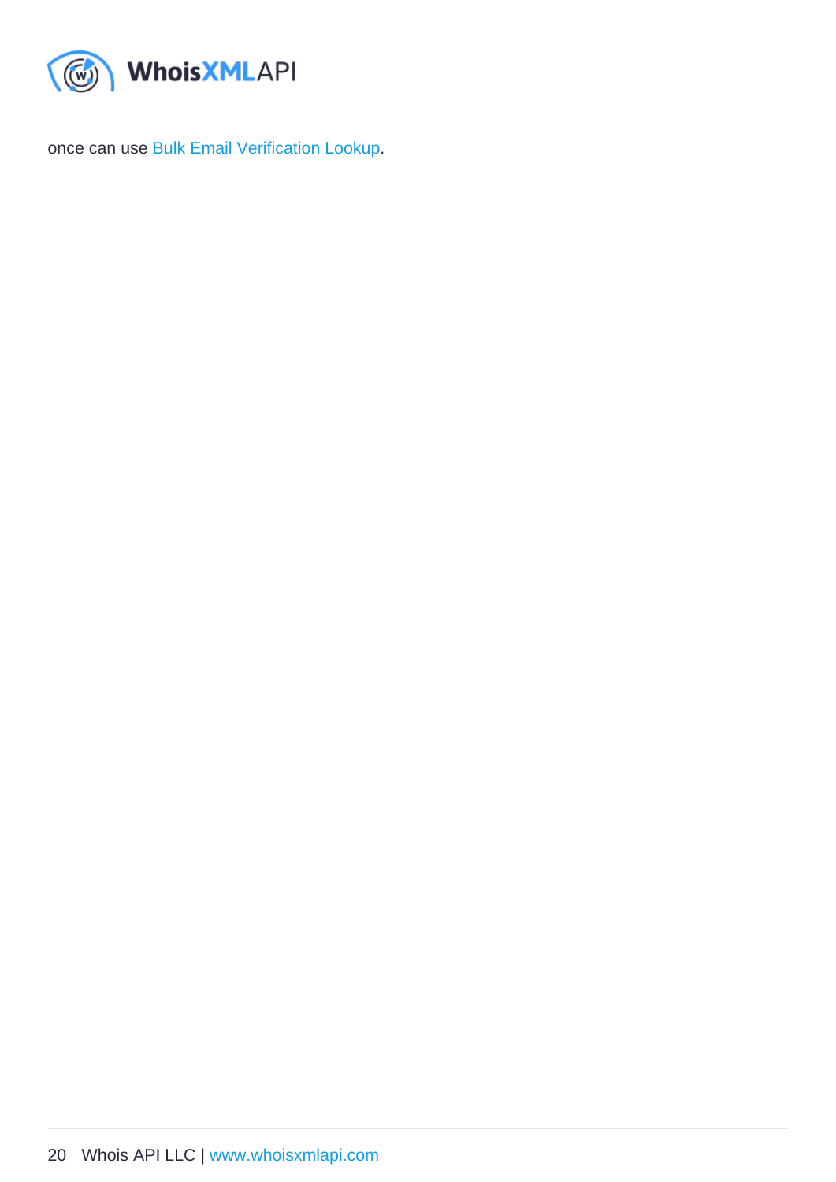once can use Bulk Email Verification Lookup.